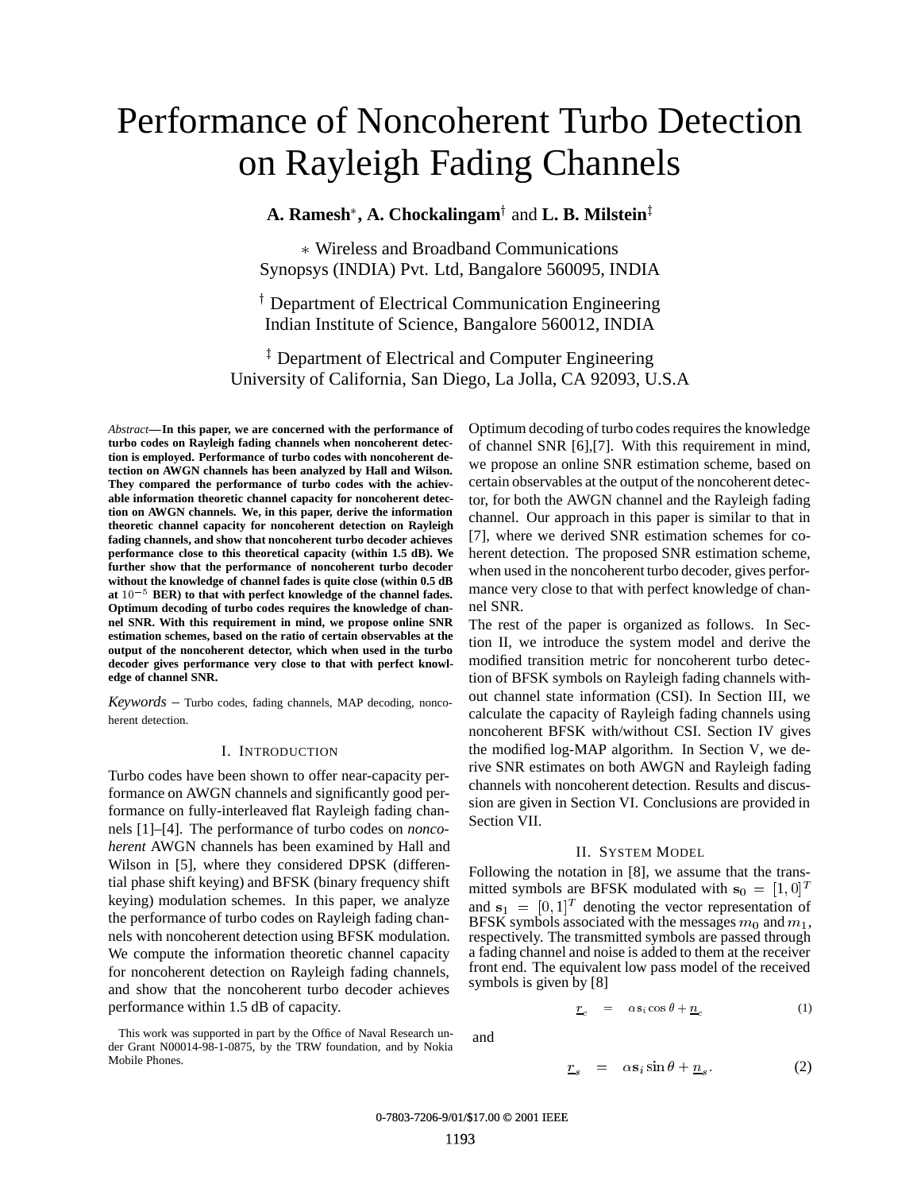# Performance of Noncoherent Turbo Detection on Rayleigh Fading Channels

**A. Ramesh**[*], **A. Chockalingam**[†] and **L. B. Milstein**[‡]

[*] Wireless and Broadband Communications
Synopsys (INDIA) Pvt. Ltd, Bangalore 560095, INDIA

[†] Department of Electrical Communication Engineering
Indian Institute of Science, Bangalore 560012, INDIA

[‡] Department of Electrical and Computer Engineering
University of California, San Diego, La Jolla, CA 92093, U.S.A

*Abstract*—**In this paper, we are concerned with the performance of turbo codes on Rayleigh fading channels when noncoherent detection is employed. Performance of turbo codes with noncoherent detection on AWGN channels has been analyzed by Hall and Wilson. They compared the performance of turbo codes with the achievable information theoretic channel capacity for noncoherent detection on AWGN channels. We, in this paper, derive the information theoretic channel capacity for noncoherent detection on Rayleigh fading channels, and show that noncoherent turbo decoder achieves performance close to this theoretical capacity (within 1.5 dB). We further show that the performance of noncoherent turbo decoder without the knowledge of channel fades is quite close (within 0.5 dB at $10^{-5}$ BER) to that with perfect knowledge of the channel fades. Optimum decoding of turbo codes requires the knowledge of channel SNR. With this requirement in mind, we propose online SNR estimation schemes, based on the ratio of certain observables at the output of the noncoherent detector, which when used in the turbo decoder gives performance very close to that with perfect knowledge of channel SNR.**

*Keywords* – Turbo codes, fading channels, MAP decoding, noncoherent detection.

## I. Introduction

Turbo codes have been shown to offer near-capacity performance on AWGN channels and significantly good performance on fully-interleaved flat Rayleigh fading channels [1]–[4]. The performance of turbo codes on *noncoherent* AWGN channels has been examined by Hall and Wilson in [5], where they considered DPSK (differential phase shift keying) and BFSK (binary frequency shift keying) modulation schemes. In this paper, we analyze the performance of turbo codes on Rayleigh fading channels with noncoherent detection using BFSK modulation. We compute the information theoretic channel capacity for noncoherent detection on Rayleigh fading channels, and show that the noncoherent turbo decoder achieves performance within 1.5 dB of capacity.

This work was supported in part by the Office of Naval Research under Grant N00014-98-1-0875, by the TRW foundation, and by Nokia Mobile Phones.

Optimum decoding of turbo codes requires the knowledge of channel SNR [6],[7]. With this requirement in mind, we propose an online SNR estimation scheme, based on certain observables at the output of the noncoherent detector, for both the AWGN channel and the Rayleigh fading channel. Our approach in this paper is similar to that in [7], where we derived SNR estimation schemes for coherent detection. The proposed SNR estimation scheme, when used in the noncoherent turbo decoder, gives performance very close to that with perfect knowledge of channel SNR.

The rest of the paper is organized as follows. In Section II, we introduce the system model and derive the modified transition metric for noncoherent turbo detection of BFSK symbols on Rayleigh fading channels without channel state information (CSI). In Section III, we calculate the capacity of Rayleigh fading channels using noncoherent BFSK with/without CSI. Section IV gives the modified log-MAP algorithm. In Section V, we derive SNR estimates on both AWGN and Rayleigh fading channels with noncoherent detection. Results and discussion are given in Section VI. Conclusions are provided in Section VII.

## II. System Model

Following the notation in [8], we assume that the transmitted symbols are BFSK modulated with $\mathbf{s}_0 = [1, 0]^T$ and $\mathbf{s}_1 = [0, 1]^T$ denoting the vector representation of BFSK symbols associated with the messages $m_0$ and $m_1$, respectively. The transmitted symbols are passed through a fading channel and noise is added to them at the receiver front end. The equivalent low pass model of the received symbols is given by [8]

$$\underline{r}_c = \alpha \mathbf{s}_i \cos\theta + \underline{n}_c \qquad (1)$$

and

$$\underline{r}_s = \alpha \mathbf{s}_i \sin\theta + \underline{n}_s. \qquad (2)$$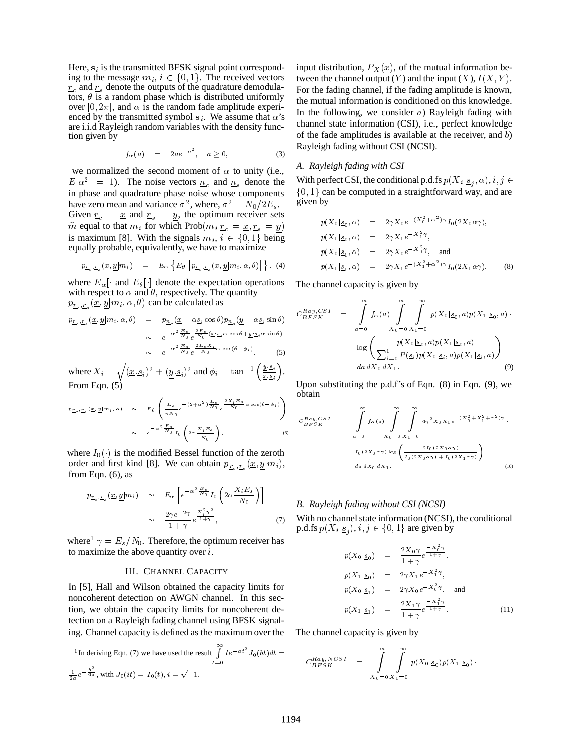Here, $\mathbf{s}_i$ is the transmitted BFSK signal point corresponding to the message $m_i$, $i \in \{0,1\}$. The received vectors $\underline{r}_c$ and $\underline{r}_s$ denote the outputs of the quadrature demodulators, $\theta$ is a random phase which is distributed uniformly over $[0, 2\pi]$, and $\alpha$ is the random fade amplitude experienced by the transmitted symbol $\mathbf{s}_i$. We assume that $\alpha$'s are i.i.d Rayleigh random variables with the density function given by

$$f_\alpha(a) \quad = \quad 2ae^{-a^2}, \quad a \geq 0, \tag{3}$$

we normalized the second moment of $\alpha$ to unity (i.e., $E[\alpha^2] = 1$). The noise vectors $\underline{n}_c$ and $\underline{n}_s$ denote the in phase and quadrature phase noise whose components have zero mean and variance $\sigma^2$, where, $\sigma^2 = N_0/2E_s$. Given $\underline{r}_c = \underline{x}$ and $\underline{r}_s = \underline{y}$, the optimum receiver sets $\widehat{m}$ equal to that $m_i$ for which $\text{Prob}(m_i|\underline{r}_c = \underline{x}, \underline{r}_s = \underline{y})$ is maximum [8]. With the signals $m_i$, $i \in \{0,1\}$ being equally probable, equivalently, we have to maximize

$$p_{\underline{r}_c,\underline{r}_s}(\underline{x},\underline{y}|m_i) \quad = \quad E_\alpha\left\{E_\theta\left[p_{\underline{r}_c,\underline{r}_s}(\underline{x},\underline{y}|m_i,\alpha,\theta)\right]\right\}, \tag{4}$$

where $E_\alpha[\cdot$ and $E_\theta[\cdot]$ denote the expectation operations with respect to $\alpha$ and $\theta$, respectively. The quantity $p_{\underline{r}_c,\underline{r}_s}(\underline{x},\underline{y}|m_i,\alpha,\theta)$ can be calculated as

$$\begin{aligned}
p_{\underline{r}_c,\underline{r}_s}(\underline{x},\underline{y}|m_i,\alpha,\theta) &= p_{\underline{n}_c}(\underline{x} - \alpha\underline{s}_i\cos\theta)p_{\underline{n}_s}(\underline{y} - \alpha\underline{s}_i\sin\theta) \\
&\sim e^{-\alpha^2\frac{E_s}{N_0}}e^{\frac{2E_s}{N_0}(\underline{x}\cdot\underline{s}_i\alpha\cos\theta + \underline{y}\cdot\underline{s}_i\alpha\sin\theta)} \\
&\sim e^{-\alpha^2\frac{E_s}{N_0}}e^{\frac{2E_sX_i}{N_0}\alpha\cos(\theta-\phi_i)},
\end{aligned} \tag{5}$$

where $X_i = \sqrt{(\underline{x}.\underline{s}_i)^2 + (\underline{y}.\underline{s}_i)^2}$ and $\phi_i = \tan^{-1}\left(\frac{\underline{y}.\underline{s}_i}{\underline{x}.\underline{s}_i}\right)$. From Eqn. (5)

$$\begin{aligned}
p_{\underline{r}_c,\underline{r}_s}(\underline{x},\underline{y}|m_i,\alpha) &\sim E_\theta\left(\frac{E_s}{\pi N_0}e^{-(2+\alpha^2)\frac{E_s}{N_0}}e^{\frac{2X_iE_s}{N_0}\alpha\cos(\theta-\phi_i)}\right) \\
&\sim e^{-\alpha^2\frac{E_s}{N_0}}I_0\left(2\alpha\frac{X_iE_s}{N_0}\right),
\end{aligned} \tag{6}$$

where $I_0(\cdot)$ is the modified Bessel function of the zeroth order and first kind [8]. We can obtain $p_{\underline{r}_c,\underline{r}_s}(\underline{x},\underline{y}|m_i)$, from Eqn. (6), as

$$\begin{aligned}
p_{\underline{r}_c,\underline{r}_s}(\underline{x},\underline{y}|m_i) &\sim E_\alpha\left[e^{-\alpha^2\frac{E_s}{N_0}}I_0\left(2\alpha\frac{X_iE_s}{N_0}\right)\right] \\
&\sim \frac{2\gamma e^{-2\gamma}}{1+\gamma}e^{\frac{X_i^2\gamma^2}{1+\gamma}},
\end{aligned} \tag{7}$$

where[1] $\gamma = E_s/N_0$. Therefore, the optimum receiver has to maximize the above quantity over $i$.

## III. Channel Capacity

In [5], Hall and Wilson obtained the capacity limits for noncoherent detection on AWGN channel. In this section, we obtain the capacity limits for noncoherent detection on a Rayleigh fading channel using BFSK signaling. Channel capacity is defined as the maximum over the input distribution, $P_X(x)$, of the mutual information between the channel output ($Y$) and the input ($X$), $I(X,Y)$. For the fading channel, if the fading amplitude is known, the mutual information is conditioned on this knowledge. In the following, we consider $a$) Rayleigh fading with channel state information (CSI), i.e., perfect knowledge of the fade amplitudes is available at the receiver, and $b$) Rayleigh fading without CSI (NCSI).

### A. Rayleigh fading with CSI

With perfect CSI, the conditional p.d.fs $p(X_i|\underline{s}_j,\alpha), i,j \in \{0,1\}$ can be computed in a straightforward way, and are given by

$$\begin{aligned}
p(X_0|\underline{s}_0,\alpha) &= 2\gamma X_0 e^{-(X_0^2+\alpha^2)\gamma}I_0(2X_0\alpha\gamma), \\
p(X_1|\underline{s}_0,\alpha) &= 2\gamma X_1 e^{-X_1^2\gamma}, \\
p(X_0|\underline{s}_1,\alpha) &= 2\gamma X_0 e^{-X_0^2\gamma}, \quad \text{and} \\
p(X_1|\underline{s}_1,\alpha) &= 2\gamma X_1 e^{-(X_1^2+\alpha^2)\gamma}I_0(2X_1\alpha\gamma).
\end{aligned} \tag{8}$$

The channel capacity is given by

$$\begin{aligned}
C_{BFSK}^{Ray,CSI} = \int_{a=0}^{\infty} f_\alpha(a) \int_{X_0=0}^{\infty}\int_{X_1=0}^{\infty} p(X_0|\underline{s}_0,a)p(X_1|\underline{s}_0,a)\cdot \\
\log\left(\frac{p(X_0|\underline{s}_0,a)p(X_1|\underline{s}_0,a)}{\sum_{i=0}^{1}P(\underline{s}_i)p(X_0|\underline{s}_i,a)p(X_1|\underline{s}_i,a)}\right) \\
da\, dX_0\, dX_1.
\end{aligned} \tag{9}$$

Upon substituting the p.d.f's of Eqn. (8) in Eqn. (9), we obtain

$$\begin{aligned}
C_{BFSK}^{Ray,CSI} = \int_{a=0}^{\infty} f_\alpha(a) \int_{X_0=0}^{\infty}\int_{X_1=0}^{\infty} 4\gamma^2 X_0 X_1 e^{-(X_0^2+X_1^2+\alpha^2)\gamma}\cdot \\
I_0(2X_0\alpha\gamma)\log\left(\frac{2I_0(2X_0\alpha\gamma)}{I_0(2X_0\alpha\gamma)+I_0(2X_1\alpha\gamma)}\right) \\
da\, dX_0\, dX_1.
\end{aligned} \tag{10}$$

### B. Rayleigh fading without CSI (NCSI)

With no channel state information (NCSI), the conditional p.d.fs $p(X_i|\underline{s}_j), i,j \in \{0,1\}$ are given by

$$\begin{aligned}
p(X_0|\underline{s}_0) &= \frac{2X_0\gamma}{1+\gamma}e^{\frac{-X_0^2\gamma}{1+\gamma}}, \\
p(X_1|\underline{s}_0) &= 2\gamma X_1 e^{-X_1^2\gamma}, \\
p(X_0|\underline{s}_1) &= 2\gamma X_0 e^{-X_0^2\gamma}, \quad \text{and} \\
p(X_1|\underline{s}_1) &= \frac{2X_1\gamma}{1+\gamma}e^{\frac{-X_1^2\gamma}{1+\gamma}}.
\end{aligned} \tag{11}$$

The channel capacity is given by

$$C_{BFSK}^{Ray,NCSI} = \int_{X_0=0}^{\infty}\int_{X_1=0}^{\infty} p(X_0|\underline{s}_0)p(X_1|\underline{s}_0)\cdot$$

[1] In deriving Eqn. (7) we have used the result $\int_{t=0}^{\infty} te^{-at^2}J_0(bt)dt = \frac{1}{2a}e^{-\frac{b^2}{4a}}$, with $J_0(it) = I_0(t), i = \sqrt{-1}$.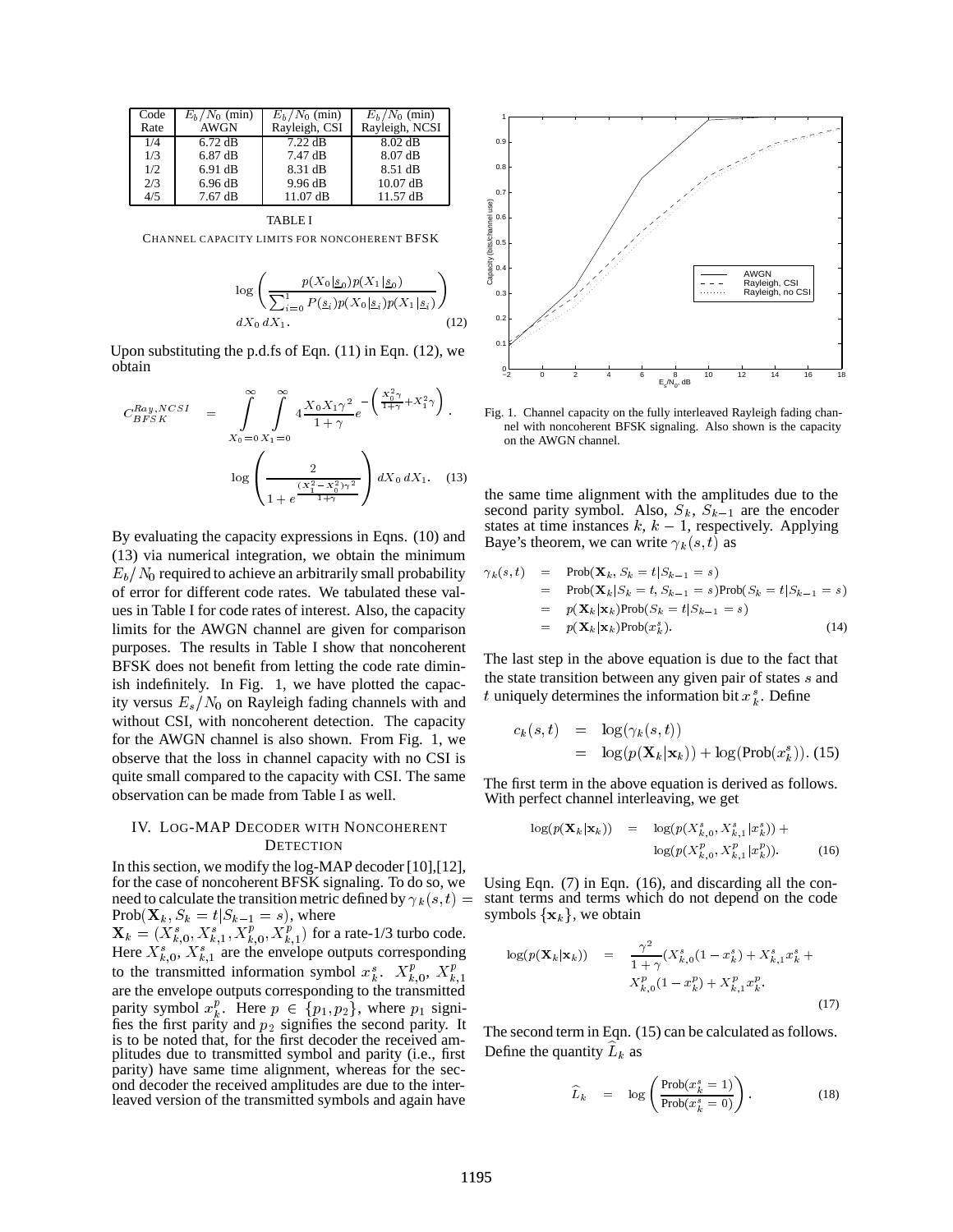| Code Rate | $E_b/N_0$ (min) AWGN | $E_b/N_0$ (min) Rayleigh, CSI | $E_b/N_0$ (min) Rayleigh, NCSI |
|---|---|---|---|
| 1/4 | 6.72 dB | 7.22 dB | 8.02 dB |
| 1/3 | 6.87 dB | 7.47 dB | 8.07 dB |
| 1/2 | 6.91 dB | 8.31 dB | 8.51 dB |
| 2/3 | 6.96 dB | 9.96 dB | 10.07 dB |
| 4/5 | 7.67 dB | 11.07 dB | 11.57 dB |

TABLE I

CHANNEL CAPACITY LIMITS FOR NONCOHERENT BFSK

$$\log\left(\frac{p(X_0|\underline{s}_0)p(X_1|\underline{s}_0)}{\sum_{i=0}^{1} P(\underline{s}_i)p(X_0|\underline{s}_i)p(X_1|\underline{s}_i)}\right) dX_0\, dX_1. \tag{12}$$

Upon substituting the p.d.fs of Eqn. (11) in Eqn. (12), we obtain

$$C_{BFSK}^{Ray,NCSI} = \int_{X_0=0}^{\infty}\int_{X_1=0}^{\infty} 4\frac{X_0 X_1 \gamma^2}{1+\gamma} e^{-\left(\frac{X_0^2\gamma}{1+\gamma}+X_1^2\gamma\right)} \cdot \log\left(\frac{2}{1+e^{\frac{(X_1^2-X_0^2)\gamma^2}{1+\gamma}}}\right) dX_0\, dX_1. \tag{13}$$

By evaluating the capacity expressions in Eqns. (10) and (13) via numerical integration, we obtain the minimum $E_b/N_0$ required to achieve an arbitrarily small probability of error for different code rates. We tabulated these values in Table I for code rates of interest. Also, the capacity limits for the AWGN channel are given for comparison purposes. The results in Table I show that noncoherent BFSK does not benefit from letting the code rate diminish indefinitely. In Fig. 1, we have plotted the capacity versus $E_s/N_0$ on Rayleigh fading channels with and without CSI, with noncoherent detection. The capacity for the AWGN channel is also shown. From Fig. 1, we observe that the loss in channel capacity with no CSI is quite small compared to the capacity with CSI. The same observation can be made from Table I as well.

## IV. LOG-MAP DECODER WITH NONCOHERENT DETECTION

In this section, we modify the log-MAP decoder [10],[12], for the case of noncoherent BFSK signaling. To do so, we need to calculate the transition metric defined by $\gamma_k(s,t) = \text{Prob}(\mathbf{X}_k, S_k = t|S_{k-1} = s)$, where $\mathbf{X}_k = (X_{k,0}^s, X_{k,1}^s, X_{k,0}^p, X_{k,1}^p)$ for a rate-1/3 turbo code. Here $X_{k,0}^s$, $X_{k,1}^s$ are the envelope outputs corresponding to the transmitted information symbol $x_k^s$. $X_{k,0}^p$, $X_{k,1}^p$ are the envelope outputs corresponding to the transmitted parity symbol $x_k^p$. Here $p \in \{p_1, p_2\}$, where $p_1$ signifies the first parity and $p_2$ signifies the second parity. It is to be noted that, for the first decoder the received amplitudes due to transmitted symbol and parity (i.e., first parity) have same time alignment, whereas for the second decoder the received amplitudes are due to the interleaved version of the transmitted symbols and again have

Fig. 1. Channel capacity on the fully interleaved Rayleigh fading channel with noncoherent BFSK signaling. Also shown is the capacity on the AWGN channel.

the same time alignment with the amplitudes due to the second parity symbol. Also, $S_k$, $S_{k-1}$ are the encoder states at time instances $k$, $k-1$, respectively. Applying Baye's theorem, we can write $\gamma_k(s,t)$ as

$$\begin{aligned}
\gamma_k(s,t) &= \text{Prob}(\mathbf{X}_k, S_k = t|S_{k-1} = s) \\
&= \text{Prob}(\mathbf{X}_k|S_k = t, S_{k-1} = s)\text{Prob}(S_k = t|S_{k-1} = s) \\
&= p(\mathbf{X}_k|\mathbf{x}_k)\text{Prob}(S_k = t|S_{k-1} = s) \\
&= p(\mathbf{X}_k|\mathbf{x}_k)\text{Prob}(x_k^s).
\end{aligned} \tag{14}$$

The last step in the above equation is due to the fact that the state transition between any given pair of states $s$ and $t$ uniquely determines the information bit $x_k^s$. Define

$$\begin{aligned}
c_k(s,t) &= \log(\gamma_k(s,t)) \\
&= \log(p(\mathbf{X}_k|\mathbf{x}_k)) + \log(\text{Prob}(x_k^s)).
\end{aligned} \tag{15}$$

The first term in the above equation is derived as follows. With perfect channel interleaving, we get

$$\begin{aligned}
\log(p(\mathbf{X}_k|\mathbf{x}_k)) &= \log(p(X_{k,0}^s, X_{k,1}^s|x_k^s)) + \\
&\quad \log(p(X_{k,0}^p, X_{k,1}^p|x_k^p)).
\end{aligned} \tag{16}$$

Using Eqn. (7) in Eqn. (16), and discarding all the constant terms and terms which do not depend on the code symbols $\{\mathbf{x}_k\}$, we obtain

$$\begin{aligned}
\log(p(\mathbf{X}_k|\mathbf{x}_k)) &= \frac{\gamma^2}{1+\gamma}(X_{k,0}^s(1-x_k^s) + X_{k,1}^s x_k^s + \\
&\quad X_{k,0}^p(1-x_k^p) + X_{k,1}^p x_k^p.
\end{aligned} \tag{17}$$

The second term in Eqn. (15) can be calculated as follows. Define the quantity $\widehat{L}_k$ as

$$\widehat{L}_k = \log\left(\frac{\text{Prob}(x_k^s = 1)}{\text{Prob}(x_k^s = 0)}\right). \tag{18}$$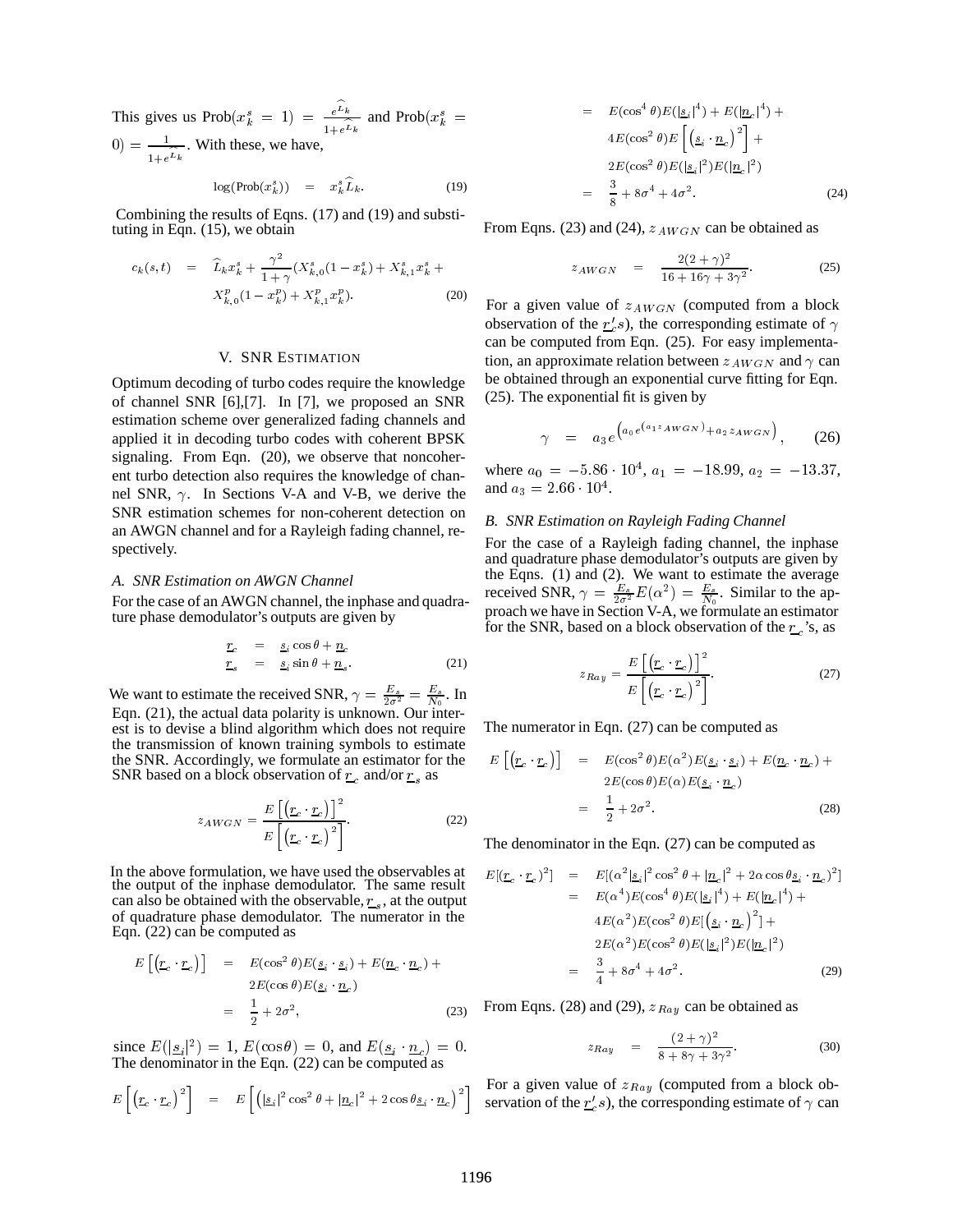This gives us $\text{Prob}(x_k^s = 1) = \frac{e^{\widehat{L}_k}}{1+e^{\widehat{L}_k}}$ and $\text{Prob}(x_k^s = 0) = \frac{1}{1+e^{\widehat{L}_k}}$. With these, we have,

$$\log(\text{Prob}(x_k^s)) = x_k^s \widehat{L}_k. \tag{19}$$

Combining the results of Eqns. (17) and (19) and substituting in Eqn. (15), we obtain

$$\begin{aligned} c_k(s,t) &= \widehat{L}_k x_k^s + \frac{\gamma^2}{1+\gamma}(X_{k,0}^s(1-x_k^s) + X_{k,1}^s x_k^s + \\ &\quad X_{k,0}^p(1-x_k^p) + X_{k,1}^p x_k^p). \end{aligned} \tag{20}$$

## V. SNR Estimation

Optimum decoding of turbo codes require the knowledge of channel SNR [6],[7]. In [7], we proposed an SNR estimation scheme over generalized fading channels and applied it in decoding turbo codes with coherent BPSK signaling. From Eqn. (20), we observe that noncoherent turbo detection also requires the knowledge of channel SNR, $\gamma$. In Sections V-A and V-B, we derive the SNR estimation schemes for non-coherent detection on an AWGN channel and for a Rayleigh fading channel, respectively.

### *A. SNR Estimation on AWGN Channel*

For the case of an AWGN channel, the inphase and quadrature phase demodulator's outputs are given by

$$\begin{aligned} \underline{r}_c &= \underline{s}_i \cos\theta + \underline{n}_c \\ \underline{r}_s &= \underline{s}_i \sin\theta + \underline{n}_s. \end{aligned} \tag{21}$$

We want to estimate the received SNR, $\gamma = \frac{E_s}{2\sigma^2} = \frac{E_s}{N_0}$. In Eqn. (21), the actual data polarity is unknown. Our interest is to devise a blind algorithm which does not require the transmission of known training symbols to estimate the SNR. Accordingly, we formulate an estimator for the SNR based on a block observation of $\underline{r}_c$ and/or $\underline{r}_s$ as

$$z_{AWGN} = \frac{E\left[\left(\underline{r}_c \cdot \underline{r}_c\right)\right]^2}{E\left[\left(\underline{r}_c \cdot \underline{r}_c\right)^2\right]}. \tag{22}$$

In the above formulation, we have used the observables at the output of the inphase demodulator. The same result can also be obtained with the observable, $\underline{r}_s$, at the output of quadrature phase demodulator. The numerator in the Eqn. (22) can be computed as

$$\begin{aligned} E\left[\left(\underline{r}_c \cdot \underline{r}_c\right)\right] &= E(\cos^2\theta)E(\underline{s}_i \cdot \underline{s}_i) + E(\underline{n}_c \cdot \underline{n}_c) + \\ &\quad 2E(\cos\theta)E(\underline{s}_i \cdot \underline{n}_c) \\ &= \frac{1}{2} + 2\sigma^2, \end{aligned} \tag{23}$$

since $E(|\underline{s}_i|^2) = 1$, $E(\cos\theta) = 0$, and $E(\underline{s}_i \cdot \underline{n}_c) = 0$. The denominator in the Eqn. (22) can be computed as

$$\begin{aligned} E\left[\left(\underline{r}_c \cdot \underline{r}_c\right)^2\right] &= E\left[\left(|\underline{s}_i|^2\cos^2\theta + |\underline{n}_c|^2 + 2\cos\theta \underline{s}_i \cdot \underline{n}_c\right)^2\right] \\ &= E(\cos^4\theta)E(|\underline{s}_i|^4) + E(|\underline{n}_c|^4) + \\ &\quad 4E(\cos^2\theta)E\left[\left(\underline{s}_i \cdot \underline{n}_c\right)^2\right] + \\ &\quad 2E(\cos^2\theta)E(|\underline{s}_i|^2)E(|\underline{n}_c|^2) \\ &= \frac{3}{8} + 8\sigma^4 + 4\sigma^2. \end{aligned} \tag{24}$$

From Eqns. (23) and (24), $z_{AWGN}$ can be obtained as

$$z_{AWGN} = \frac{2(2+\gamma)^2}{16 + 16\gamma + 3\gamma^2}. \tag{25}$$

For a given value of $z_{AWGN}$ (computed from a block observation of the $\underline{r}'_c s$), the corresponding estimate of $\gamma$ can be computed from Eqn. (25). For easy implementation, an approximate relation between $z_{AWGN}$ and $\gamma$ can be obtained through an exponential curve fitting for Eqn. (25). The exponential fit is given by

$$\gamma = a_3 e^{\left(a_0 e^{(a_1 z_{AWGN})} + a_2 z_{AWGN}\right)}, \tag{26}$$

where $a_0 = -5.86 \cdot 10^4$, $a_1 = -18.99$, $a_2 = -13.37$, and $a_3 = 2.66 \cdot 10^4$.

### *B. SNR Estimation on Rayleigh Fading Channel*

For the case of a Rayleigh fading channel, the inphase and quadrature phase demodulator's outputs are given by the Eqns. (1) and (2). We want to estimate the average received SNR, $\gamma = \frac{E_s}{2\sigma^2}E(\alpha^2) = \frac{E_s}{N_0}$. Similar to the approach we have in Section V-A, we formulate an estimator for the SNR, based on a block observation of the $\underline{r}_c$'s, as

$$z_{Ray} = \frac{E\left[\left(\underline{r}_c \cdot \underline{r}_c\right)\right]^2}{E\left[\left(\underline{r}_c \cdot \underline{r}_c\right)^2\right]}. \tag{27}$$

The numerator in Eqn. (27) can be computed as

$$\begin{aligned} E\left[\left(\underline{r}_c \cdot \underline{r}_c\right)\right] &= E(\cos^2\theta)E(\alpha^2)E(\underline{s}_i \cdot \underline{s}_i) + E(\underline{n}_c \cdot \underline{n}_c) + \\ &\quad 2E(\cos\theta)E(\alpha)E(\underline{s}_i \cdot \underline{n}_c) \\ &= \frac{1}{2} + 2\sigma^2. \end{aligned} \tag{28}$$

The denominator in the Eqn. (27) can be computed as

$$\begin{aligned} E[(\underline{r}_c \cdot \underline{r}_c)^2] &= E[(\alpha^2|\underline{s}_i|^2\cos^2\theta + |\underline{n}_c|^2 + 2\alpha\cos\theta \underline{s}_i \cdot \underline{n}_c)^2] \\ &= E(\alpha^4)E(\cos^4\theta)E(|\underline{s}_i|^4) + E(|\underline{n}_c|^4) + \\ &\quad 4E(\alpha^2)E(\cos^2\theta)E[\left(\underline{s}_i \cdot \underline{n}_c\right)^2] + \\ &\quad 2E(\alpha^2)E(\cos^2\theta)E(|\underline{s}_i|^2)E(|\underline{n}_c|^2) \\ &= \frac{3}{4} + 8\sigma^4 + 4\sigma^2. \end{aligned} \tag{29}$$

From Eqns. (28) and (29), $z_{Ray}$ can be obtained as

$$z_{Ray} = \frac{(2+\gamma)^2}{8 + 8\gamma + 3\gamma^2}. \tag{30}$$

For a given value of $z_{Ray}$ (computed from a block observation of the $\underline{r}'_c s$), the corresponding estimate of $\gamma$ can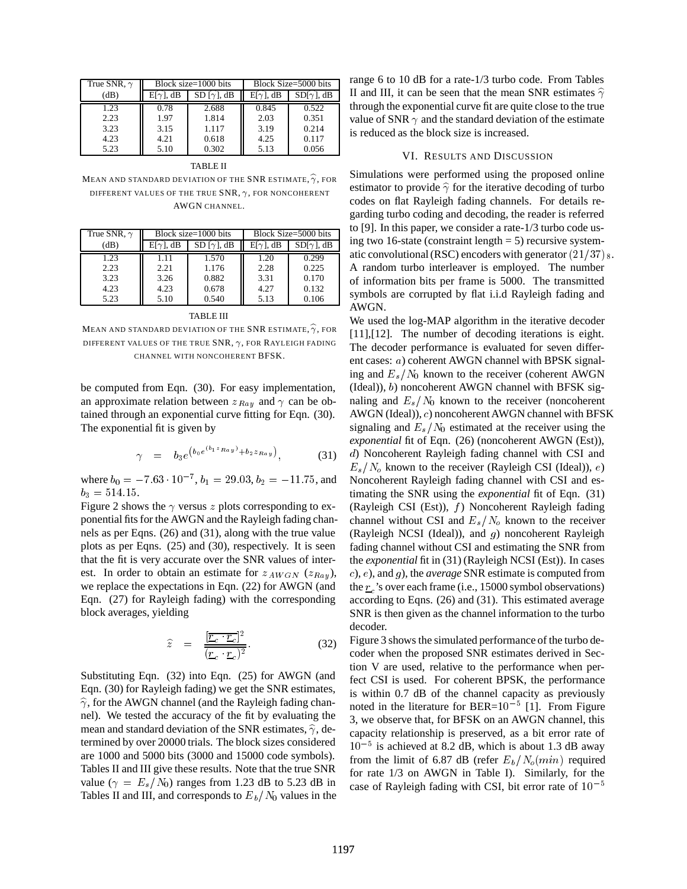| True SNR, $\gamma$ | Block size=1000 bits | | Block Size=5000 bits | |
|---|---|---|---|---|
| (dB) | E[$\gamma$], dB | SD [$\gamma$], dB | E[$\gamma$], dB | SD[$\gamma$], dB |
| 1.23 | 0.78 | 2.688 | 0.845 | 0.522 |
| 2.23 | 1.97 | 1.814 | 2.03 | 0.351 |
| 3.23 | 3.15 | 1.117 | 3.19 | 0.214 |
| 4.23 | 4.21 | 0.618 | 4.25 | 0.117 |
| 5.23 | 5.10 | 0.302 | 5.13 | 0.056 |

TABLE II

MEAN AND STANDARD DEVIATION OF THE SNR ESTIMATE, $\widehat{\gamma}$, FOR DIFFERENT VALUES OF THE TRUE SNR, $\gamma$, FOR NONCOHERENT AWGN CHANNEL.

| True SNR, $\gamma$ | Block size=1000 bits | | Block Size=5000 bits | |
|---|---|---|---|---|
| (dB) | E[$\gamma$], dB | SD [$\gamma$], dB | E[$\gamma$], dB | SD[$\gamma$], dB |
| 1.23 | 1.11 | 1.570 | 1.20 | 0.299 |
| 2.23 | 2.21 | 1.176 | 2.28 | 0.225 |
| 3.23 | 3.26 | 0.882 | 3.31 | 0.170 |
| 4.23 | 4.23 | 0.678 | 4.27 | 0.132 |
| 5.23 | 5.10 | 0.540 | 5.13 | 0.106 |

TABLE III

MEAN AND STANDARD DEVIATION OF THE SNR ESTIMATE, $\widehat{\gamma}$, FOR DIFFERENT VALUES OF THE TRUE SNR, $\gamma$, FOR RAYLEIGH FADING CHANNEL WITH NONCOHERENT BFSK.

be computed from Eqn. (30). For easy implementation, an approximate relation between $z_{Ray}$ and $\gamma$ can be obtained through an exponential curve fitting for Eqn. (30). The exponential fit is given by

$$\gamma = b_3 e^{\left(b_0 e^{(b_1 z_{Ray})} + b_2 z_{Ray}\right)}, \qquad (31)$$

where $b_0 = -7.63 \cdot 10^{-7}$, $b_1 = 29.03$, $b_2 = -11.75$, and $b_3 = 514.15$.

Figure 2 shows the $\gamma$ versus $z$ plots corresponding to exponential fits for the AWGN and the Rayleigh fading channels as per Eqns. (26) and (31), along with the true value plots as per Eqns. (25) and (30), respectively. It is seen that the fit is very accurate over the SNR values of interest. In order to obtain an estimate for $z_{AWGN}$ ($z_{Ray}$), we replace the expectations in Eqn. (22) for AWGN (and Eqn. (27) for Rayleigh fading) with the corresponding block averages, yielding

$$\widehat{z} = \frac{\left[\overline{\underline{r}_c \cdot \underline{r}_c}\right]^2}{\overline{(\underline{r}_c \cdot \underline{r}_c)^2}}. \qquad (32)$$

Substituting Eqn. (32) into Eqn. (25) for AWGN (and Eqn. (30) for Rayleigh fading) we get the SNR estimates, $\widehat{\gamma}$, for the AWGN channel (and the Rayleigh fading channel). We tested the accuracy of the fit by evaluating the mean and standard deviation of the SNR estimates, $\widehat{\gamma}$, determined by over 20000 trials. The block sizes considered are 1000 and 5000 bits (3000 and 15000 code symbols). Tables II and III give these results. Note that the true SNR value ($\gamma = E_s/N_0$) ranges from 1.23 dB to 5.23 dB in Tables II and III, and corresponds to $E_b/N_0$ values in the range 6 to 10 dB for a rate-1/3 turbo code. From Tables II and III, it can be seen that the mean SNR estimates $\widehat{\gamma}$ through the exponential curve fit are quite close to the true value of SNR $\gamma$ and the standard deviation of the estimate is reduced as the block size is increased.

## VI. Results and Discussion

Simulations were performed using the proposed online estimator to provide $\widehat{\gamma}$ for the iterative decoding of turbo codes on flat Rayleigh fading channels. For details regarding turbo coding and decoding, the reader is referred to [9]. In this paper, we consider a rate-1/3 turbo code using two 16-state (constraint length = 5) recursive systematic convolutional (RSC) encoders with generator $(21/37)_8$. A random turbo interleaver is employed. The number of information bits per frame is 5000. The transmitted symbols are corrupted by flat i.i.d Rayleigh fading and AWGN.

We used the log-MAP algorithm in the iterative decoder [11],[12]. The number of decoding iterations is eight. The decoder performance is evaluated for seven different cases: $a$) coherent AWGN channel with BPSK signaling and $E_s/N_0$ known to the receiver (coherent AWGN (Ideal)), $b$) noncoherent AWGN channel with BFSK signaling and $E_s/N_0$ known to the receiver (noncoherent AWGN (Ideal)), $c$) noncoherent AWGN channel with BFSK signaling and $E_s/N_0$ estimated at the receiver using the *exponential* fit of Eqn. (26) (noncoherent AWGN (Est)), $d$) Noncoherent Rayleigh fading channel with CSI and $E_s/N_o$ known to the receiver (Rayleigh CSI (Ideal)), $e$) Noncoherent Rayleigh fading channel with CSI and estimating the SNR using the *exponential* fit of Eqn. (31) (Rayleigh CSI (Est)), $f$) Noncoherent Rayleigh fading channel without CSI and $E_s/N_o$ known to the receiver (Rayleigh NCSI (Ideal)), and $g$) noncoherent Rayleigh fading channel without CSI and estimating the SNR from the *exponential* fit in (31) (Rayleigh NCSI (Est)). In cases $c$), $e$), and $g$), the *average* SNR estimate is computed from the $\underline{r}_c$'s over each frame (i.e., 15000 symbol observations) according to Eqns. (26) and (31). This estimated average SNR is then given as the channel information to the turbo decoder.

Figure 3 shows the simulated performance of the turbo decoder when the proposed SNR estimates derived in Section V are used, relative to the performance when perfect CSI is used. For coherent BPSK, the performance is within 0.7 dB of the channel capacity as previously noted in the literature for BER=$10^{-5}$ [1]. From Figure 3, we observe that, for BFSK on an AWGN channel, this capacity relationship is preserved, as a bit error rate of $10^{-5}$ is achieved at 8.2 dB, which is about 1.3 dB away from the limit of 6.87 dB (refer $E_b/N_o(min)$ required for rate 1/3 on AWGN in Table I). Similarly, for the case of Rayleigh fading with CSI, bit error rate of $10^{-5}$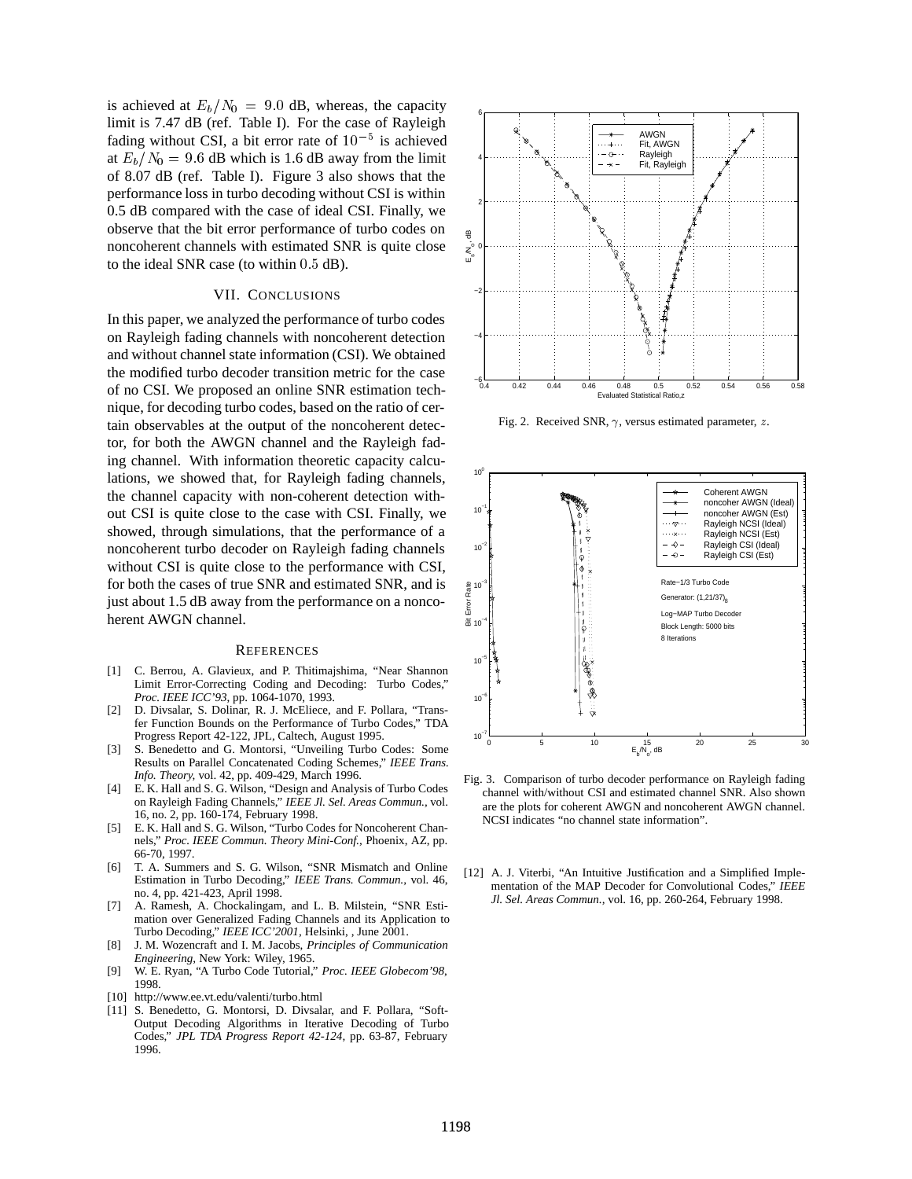is achieved at $E_b/N_0 = 9.0$ dB, whereas, the capacity limit is 7.47 dB (ref. Table I). For the case of Rayleigh fading without CSI, a bit error rate of $10^{-5}$ is achieved at $E_b/N_0 = 9.6$ dB which is 1.6 dB away from the limit of 8.07 dB (ref. Table I). Figure 3 also shows that the performance loss in turbo decoding without CSI is within 0.5 dB compared with the case of ideal CSI. Finally, we observe that the bit error performance of turbo codes on noncoherent channels with estimated SNR is quite close to the ideal SNR case (to within $0.5$ dB).

## VII. Conclusions

In this paper, we analyzed the performance of turbo codes on Rayleigh fading channels with noncoherent detection and without channel state information (CSI). We obtained the modified turbo decoder transition metric for the case of no CSI. We proposed an online SNR estimation technique, for decoding turbo codes, based on the ratio of certain observables at the output of the noncoherent detector, for both the AWGN channel and the Rayleigh fading channel. With information theoretic capacity calculations, we showed that, for Rayleigh fading channels, the channel capacity with non-coherent detection without CSI is quite close to the case with CSI. Finally, we showed, through simulations, that the performance of a noncoherent turbo decoder on Rayleigh fading channels without CSI is quite close to the performance with CSI, for both the cases of true SNR and estimated SNR, and is just about 1.5 dB away from the performance on a noncoherent AWGN channel.

## References

[1] C. Berrou, A. Glavieux, and P. Thitimajshima, "Near Shannon Limit Error-Correcting Coding and Decoding: Turbo Codes," *Proc. IEEE ICC'93*, pp. 1064-1070, 1993.

[2] D. Divsalar, S. Dolinar, R. J. McEliece, and F. Pollara, "Transfer Function Bounds on the Performance of Turbo Codes," TDA Progress Report 42-122, JPL, Caltech, August 1995.

[3] S. Benedetto and G. Montorsi, "Unveiling Turbo Codes: Some Results on Parallel Concatenated Coding Schemes," *IEEE Trans. Info. Theory*, vol. 42, pp. 409-429, March 1996.

[4] E. K. Hall and S. G. Wilson, "Design and Analysis of Turbo Codes on Rayleigh Fading Channels," *IEEE Jl. Sel. Areas Commun.*, vol. 16, no. 2, pp. 160-174, February 1998.

[5] E. K. Hall and S. G. Wilson, "Turbo Codes for Noncoherent Channels," *Proc. IEEE Commun. Theory Mini-Conf.*, Phoenix, AZ, pp. 66-70, 1997.

[6] T. A. Summers and S. G. Wilson, "SNR Mismatch and Online Estimation in Turbo Decoding," *IEEE Trans. Commun.*, vol. 46, no. 4, pp. 421-423, April 1998.

[7] A. Ramesh, A. Chockalingam, and L. B. Milstein, "SNR Estimation over Generalized Fading Channels and its Application to Turbo Decoding," *IEEE ICC'2001*, Helsinki, , June 2001.

[8] J. M. Wozencraft and I. M. Jacobs, *Principles of Communication Engineering*, New York: Wiley, 1965.

[9] W. E. Ryan, "A Turbo Code Tutorial," *Proc. IEEE Globecom'98*, 1998.

[10] http://www.ee.vt.edu/valenti/turbo.html

[11] S. Benedetto, G. Montorsi, D. Divsalar, and F. Pollara, "Soft-Output Decoding Algorithms in Iterative Decoding of Turbo Codes," *JPL TDA Progress Report 42-124*, pp. 63-87, February 1996.

[12] A. J. Viterbi, "An Intuitive Justification and a Simplified Implementation of the MAP Decoder for Convolutional Codes," *IEEE Jl. Sel. Areas Commun.*, vol. 16, pp. 260-264, February 1998.

AWGN
Fit, AWGN
Rayleigh
Fit, Rayleigh
$E_s/N_o$, dB
Evaluated Statistical Ratio,z

Fig. 2. Received SNR, $\gamma$, versus estimated parameter, $z$.

Coherent AWGN
noncoher AWGN (Ideal)
noncoher AWGN (Est)
Rayleigh NCSI (Ideal)
Rayleigh NCSI (Est)
Rayleigh CSI (Ideal)
Rayleigh CSI (Est)
Rate−1/3 Turbo Code
Generator: $(1,21/37)_8$
Log−MAP Turbo Decoder
Block Length: 5000 bits
8 Iterations
Bit Error Rate
$E_b/N_o$, dB

Fig. 3. Comparison of turbo decoder performance on Rayleigh fading channel with/without CSI and estimated channel SNR. Also shown are the plots for coherent AWGN and noncoherent AWGN channel. NCSI indicates "no channel state information".